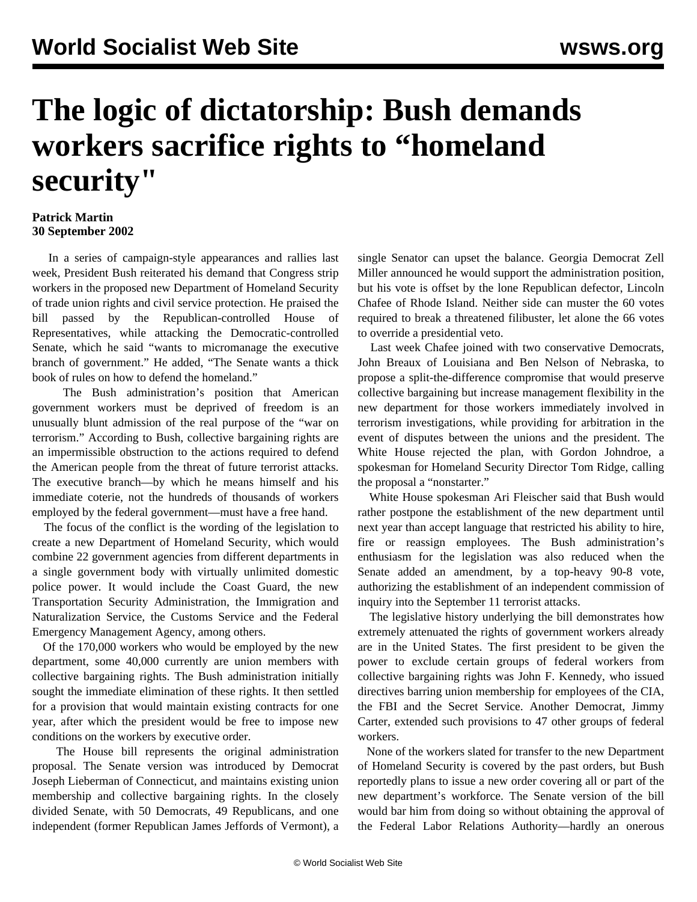# The logic of dictatorship: Bush demands workers sacrifice rights to “homeland security"

**Patrick Martin**
**30 September 2002**

In a series of campaign-style appearances and rallies last week, President Bush reiterated his demand that Congress strip workers in the proposed new Department of Homeland Security of trade union rights and civil service protection. He praised the bill passed by the Republican-controlled House of Representatives, while attacking the Democratic-controlled Senate, which he said “wants to micromanage the executive branch of government.” He added, “The Senate wants a thick book of rules on how to defend the homeland.”

The Bush administration’s position that American government workers must be deprived of freedom is an unusually blunt admission of the real purpose of the “war on terrorism.” According to Bush, collective bargaining rights are an impermissible obstruction to the actions required to defend the American people from the threat of future terrorist attacks. The executive branch—by which he means himself and his immediate coterie, not the hundreds of thousands of workers employed by the federal government—must have a free hand.

The focus of the conflict is the wording of the legislation to create a new Department of Homeland Security, which would combine 22 government agencies from different departments in a single government body with virtually unlimited domestic police power. It would include the Coast Guard, the new Transportation Security Administration, the Immigration and Naturalization Service, the Customs Service and the Federal Emergency Management Agency, among others.

Of the 170,000 workers who would be employed by the new department, some 40,000 currently are union members with collective bargaining rights. The Bush administration initially sought the immediate elimination of these rights. It then settled for a provision that would maintain existing contracts for one year, after which the president would be free to impose new conditions on the workers by executive order.

The House bill represents the original administration proposal. The Senate version was introduced by Democrat Joseph Lieberman of Connecticut, and maintains existing union membership and collective bargaining rights. In the closely divided Senate, with 50 Democrats, 49 Republicans, and one independent (former Republican James Jeffords of Vermont), a single Senator can upset the balance. Georgia Democrat Zell Miller announced he would support the administration position, but his vote is offset by the lone Republican defector, Lincoln Chafee of Rhode Island. Neither side can muster the 60 votes required to break a threatened filibuster, let alone the 66 votes to override a presidential veto.

Last week Chafee joined with two conservative Democrats, John Breaux of Louisiana and Ben Nelson of Nebraska, to propose a split-the-difference compromise that would preserve collective bargaining but increase management flexibility in the new department for those workers immediately involved in terrorism investigations, while providing for arbitration in the event of disputes between the unions and the president. The White House rejected the plan, with Gordon Johndroe, a spokesman for Homeland Security Director Tom Ridge, calling the proposal a “nonstarter.”

White House spokesman Ari Fleischer said that Bush would rather postpone the establishment of the new department until next year than accept language that restricted his ability to hire, fire or reassign employees. The Bush administration’s enthusiasm for the legislation was also reduced when the Senate added an amendment, by a top-heavy 90-8 vote, authorizing the establishment of an independent commission of inquiry into the September 11 terrorist attacks.

The legislative history underlying the bill demonstrates how extremely attenuated the rights of government workers already are in the United States. The first president to be given the power to exclude certain groups of federal workers from collective bargaining rights was John F. Kennedy, who issued directives barring union membership for employees of the CIA, the FBI and the Secret Service. Another Democrat, Jimmy Carter, extended such provisions to 47 other groups of federal workers.

None of the workers slated for transfer to the new Department of Homeland Security is covered by the past orders, but Bush reportedly plans to issue a new order covering all or part of the new department’s workforce. The Senate version of the bill would bar him from doing so without obtaining the approval of the Federal Labor Relations Authority—hardly an onerous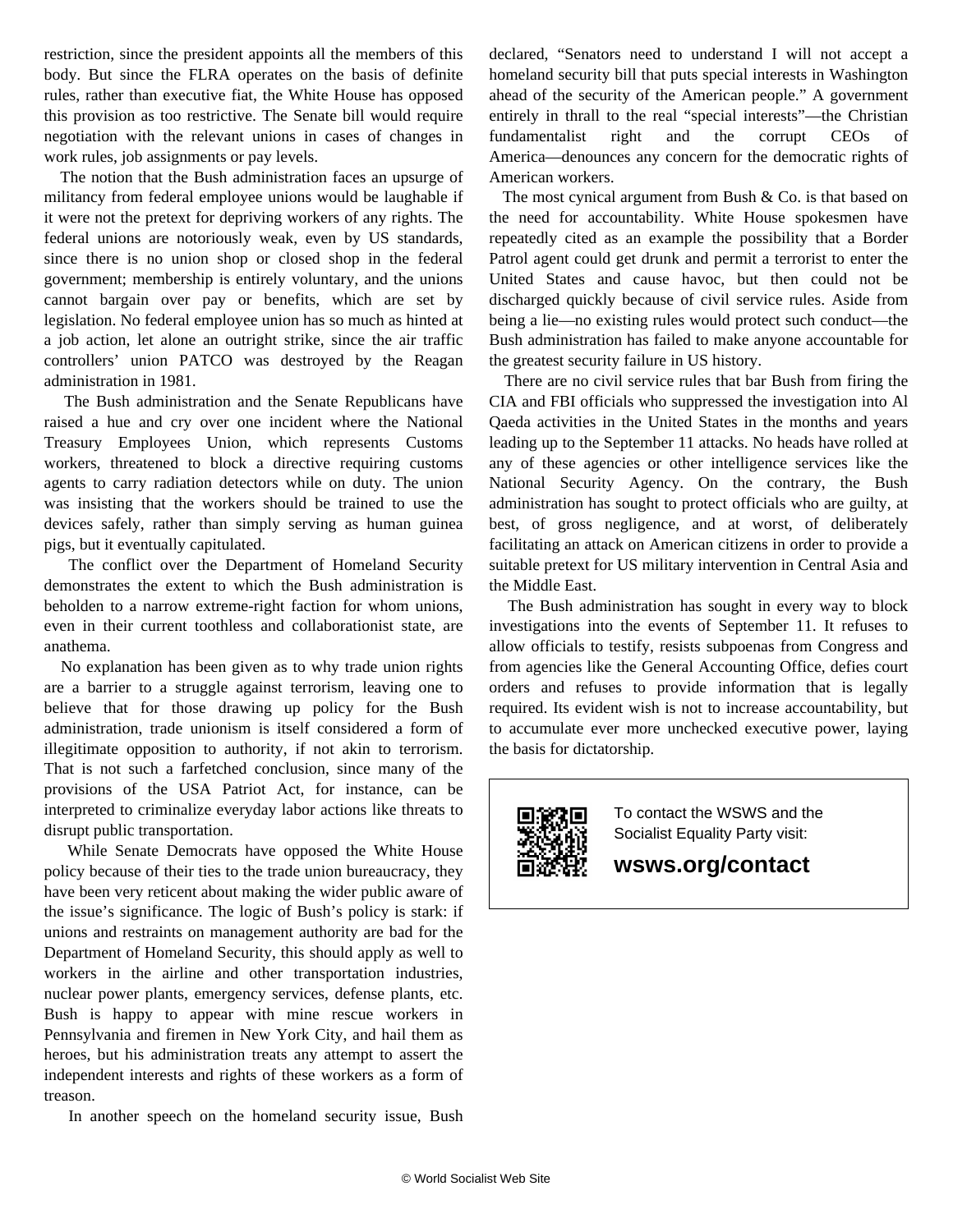restriction, since the president appoints all the members of this body. But since the FLRA operates on the basis of definite rules, rather than executive fiat, the White House has opposed this provision as too restrictive. The Senate bill would require negotiation with the relevant unions in cases of changes in work rules, job assignments or pay levels.

The notion that the Bush administration faces an upsurge of militancy from federal employee unions would be laughable if it were not the pretext for depriving workers of any rights. The federal unions are notoriously weak, even by US standards, since there is no union shop or closed shop in the federal government; membership is entirely voluntary, and the unions cannot bargain over pay or benefits, which are set by legislation. No federal employee union has so much as hinted at a job action, let alone an outright strike, since the air traffic controllers' union PATCO was destroyed by the Reagan administration in 1981.

The Bush administration and the Senate Republicans have raised a hue and cry over one incident where the National Treasury Employees Union, which represents Customs workers, threatened to block a directive requiring customs agents to carry radiation detectors while on duty. The union was insisting that the workers should be trained to use the devices safely, rather than simply serving as human guinea pigs, but it eventually capitulated.

The conflict over the Department of Homeland Security demonstrates the extent to which the Bush administration is beholden to a narrow extreme-right faction for whom unions, even in their current toothless and collaborationist state, are anathema.

No explanation has been given as to why trade union rights are a barrier to a struggle against terrorism, leaving one to believe that for those drawing up policy for the Bush administration, trade unionism is itself considered a form of illegitimate opposition to authority, if not akin to terrorism. That is not such a farfetched conclusion, since many of the provisions of the USA Patriot Act, for instance, can be interpreted to criminalize everyday labor actions like threats to disrupt public transportation.

While Senate Democrats have opposed the White House policy because of their ties to the trade union bureaucracy, they have been very reticent about making the wider public aware of the issue's significance. The logic of Bush's policy is stark: if unions and restraints on management authority are bad for the Department of Homeland Security, this should apply as well to workers in the airline and other transportation industries, nuclear power plants, emergency services, defense plants, etc. Bush is happy to appear with mine rescue workers in Pennsylvania and firemen in New York City, and hail them as heroes, but his administration treats any attempt to assert the independent interests and rights of these workers as a form of treason.

In another speech on the homeland security issue, Bush declared, "Senators need to understand I will not accept a homeland security bill that puts special interests in Washington ahead of the security of the American people." A government entirely in thrall to the real "special interests"—the Christian fundamentalist right and the corrupt CEOs of America—denounces any concern for the democratic rights of American workers.

The most cynical argument from Bush & Co. is that based on the need for accountability. White House spokesmen have repeatedly cited as an example the possibility that a Border Patrol agent could get drunk and permit a terrorist to enter the United States and cause havoc, but then could not be discharged quickly because of civil service rules. Aside from being a lie—no existing rules would protect such conduct—the Bush administration has failed to make anyone accountable for the greatest security failure in US history.

There are no civil service rules that bar Bush from firing the CIA and FBI officials who suppressed the investigation into Al Qaeda activities in the United States in the months and years leading up to the September 11 attacks. No heads have rolled at any of these agencies or other intelligence services like the National Security Agency. On the contrary, the Bush administration has sought to protect officials who are guilty, at best, of gross negligence, and at worst, of deliberately facilitating an attack on American citizens in order to provide a suitable pretext for US military intervention in Central Asia and the Middle East.

The Bush administration has sought in every way to block investigations into the events of September 11. It refuses to allow officials to testify, resists subpoenas from Congress and from agencies like the General Accounting Office, defies court orders and refuses to provide information that is legally required. Its evident wish is not to increase accountability, but to accumulate ever more unchecked executive power, laying the basis for dictatorship.

To contact the WSWS and the Socialist Equality Party visit:

**wsws.org/contact**